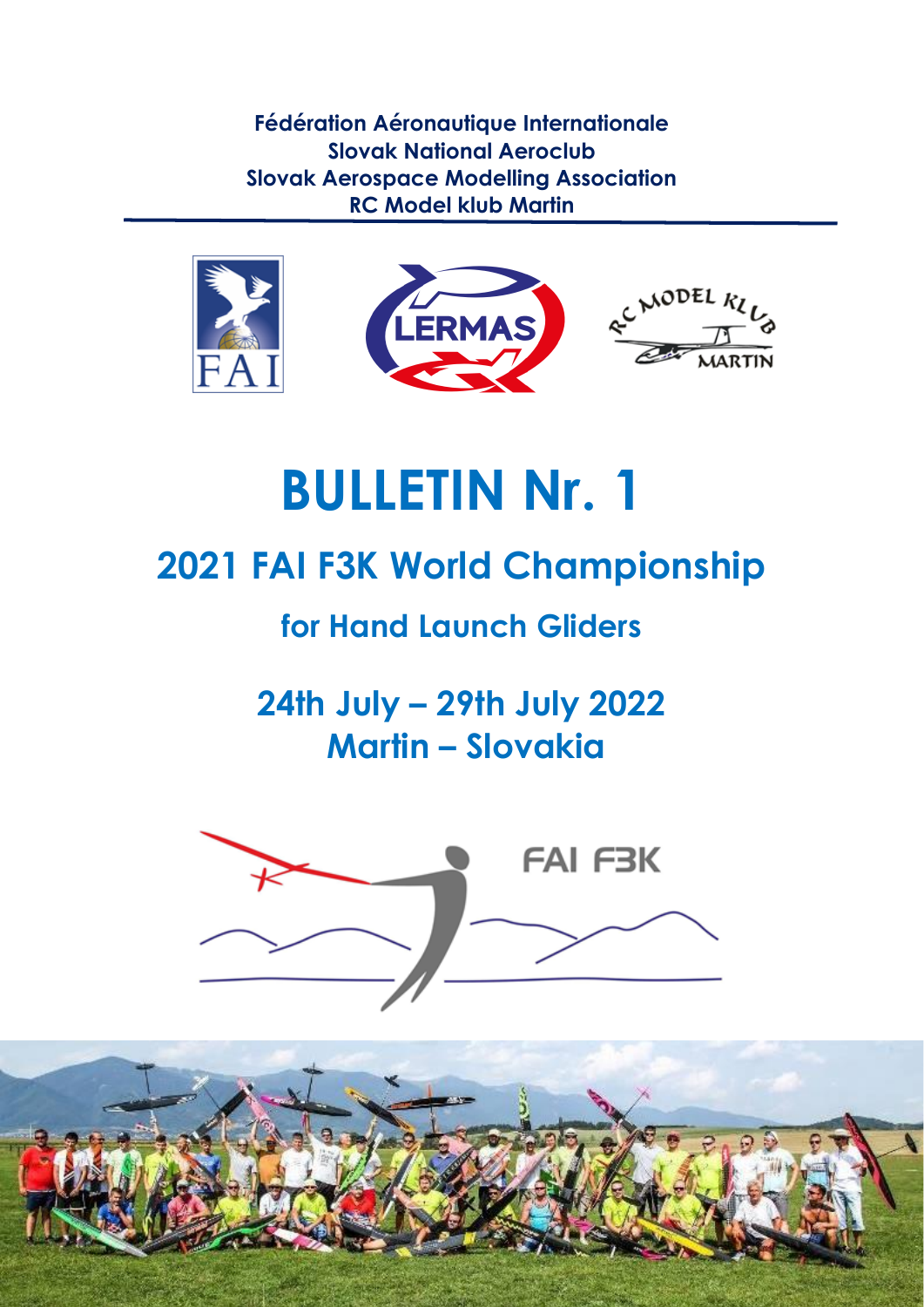**Fédération Aéronautique Internationale**
**Slovak National Aeroclub**
**Slovak Aerospace Modelling Association**
**RC Model klub Martin**

# BULLETIN Nr. 1

## 2021 FAI F3K World Championship

### for Hand Launch Gliders

### 24th July – 29th July 2022
### Martin – Slovakia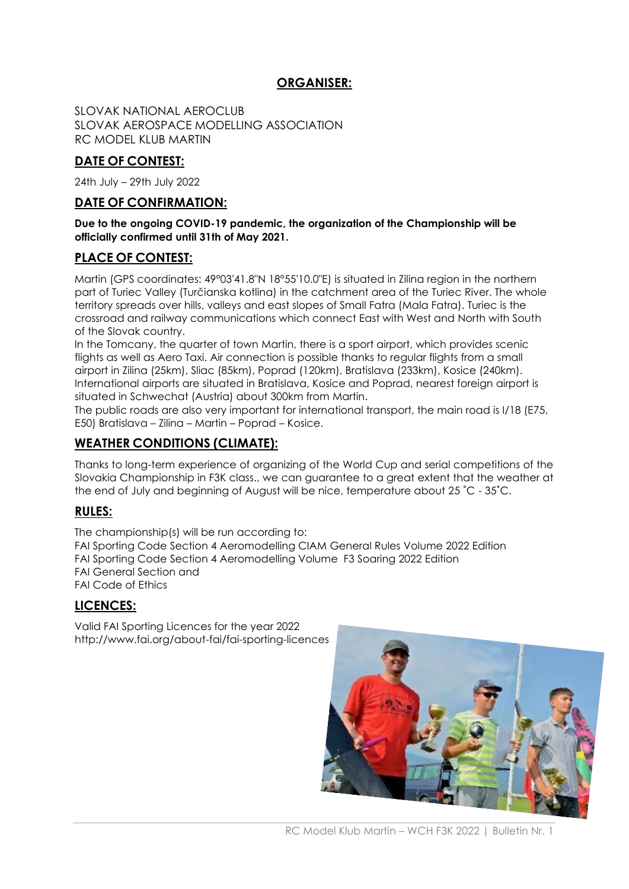## ORGANISER:

SLOVAK NATIONAL AEROCLUB
SLOVAK AEROSPACE MODELLING ASSOCIATION
RC MODEL KLUB MARTIN

## DATE OF CONTEST:

24th July – 29th July 2022

## DATE OF CONFIRMATION:

**Due to the ongoing COVID-19 pandemic, the organization of the Championship will be officially confirmed until 31th of May 2021.**

## PLACE OF CONTEST:

Martin (GPS coordinates: 49°03'41.8"N 18°55'10.0"E) is situated in Zilina region in the northern part of Turiec Valley (Turčianska kotlina) in the catchment area of the Turiec River. The whole territory spreads over hills, valleys and east slopes of Small Fatra (Mala Fatra). Turiec is the crossroad and railway communications which connect East with West and North with South of the Slovak country.

In the Tomcany, the quarter of town Martin, there is a sport airport, which provides scenic flights as well as Aero Taxi. Air connection is possible thanks to regular flights from a small airport in Zilina (25km), Sliac (85km), Poprad (120km), Bratislava (233km), Kosice (240km). International airports are situated in Bratislava, Kosice and Poprad, nearest foreign airport is situated in Schwechat (Austria) about 300km from Martin.

The public roads are also very important for international transport, the main road is I/18 (E75, E50) Bratislava – Zilina – Martin – Poprad – Kosice.

## WEATHER CONDITIONS (CLIMATE):

Thanks to long-term experience of organizing of the World Cup and serial competitions of the Slovakia Championship in F3K class., we can guarantee to a great extent that the weather at the end of July and beginning of August will be nice, temperature about 25 ˚C - 35˚C.

## RULES:

The championship(s) will be run according to:
FAI Sporting Code Section 4 Aeromodelling CIAM General Rules Volume 2022 Edition
FAI Sporting Code Section 4 Aeromodelling Volume F3 Soaring 2022 Edition
FAI General Section and
FAI Code of Ethics

## LICENCES:

Valid FAI Sporting Licences for the year 2022
http://www.fai.org/about-fai/fai-sporting-licences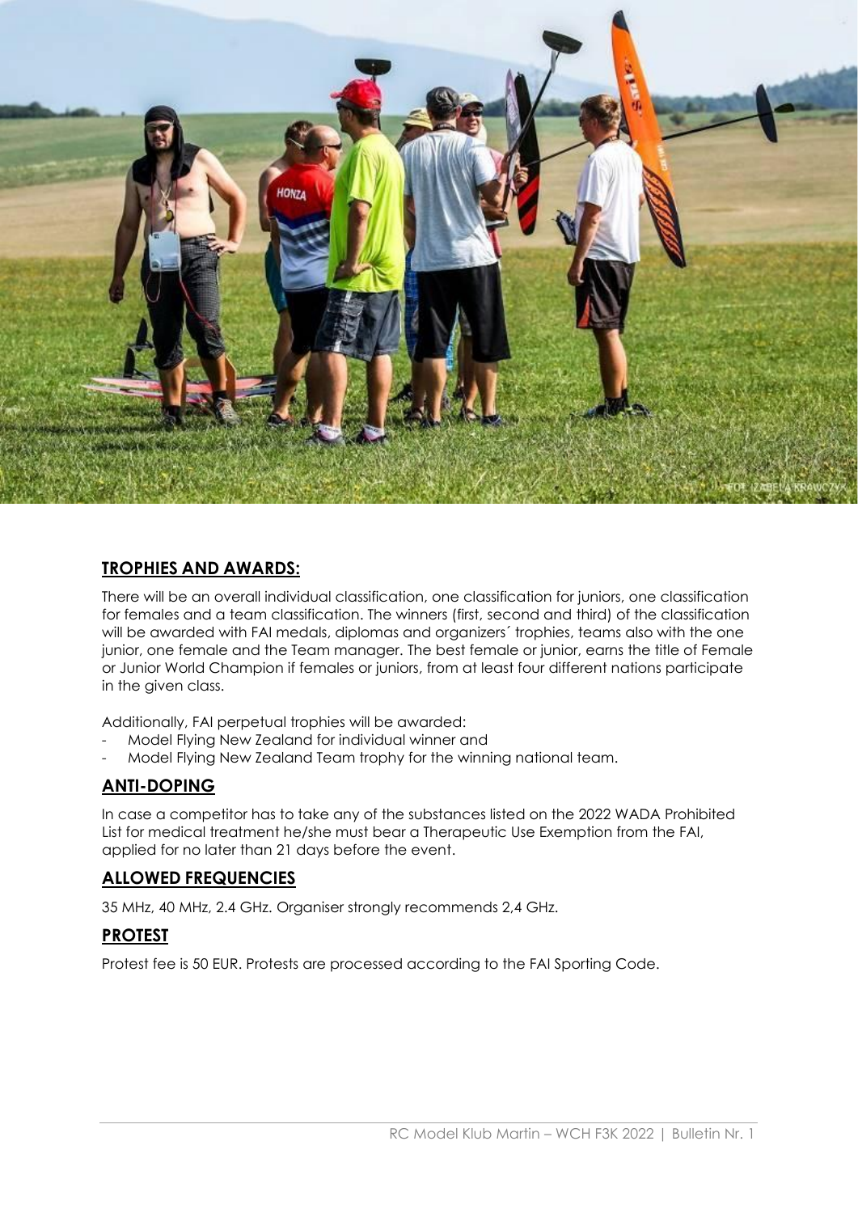## TROPHIES AND AWARDS:

There will be an overall individual classification, one classification for juniors, one classification for females and a team classification. The winners (first, second and third) of the classification will be awarded with FAI medals, diplomas and organizers´ trophies, teams also with the one junior, one female and the Team manager. The best female or junior, earns the title of Female or Junior World Champion if females or juniors, from at least four different nations participate in the given class.

Additionally, FAI perpetual trophies will be awarded:

- Model Flying New Zealand for individual winner and
- Model Flying New Zealand Team trophy for the winning national team.

## ANTI-DOPING

In case a competitor has to take any of the substances listed on the 2022 WADA Prohibited List for medical treatment he/she must bear a Therapeutic Use Exemption from the FAI, applied for no later than 21 days before the event.

## ALLOWED FREQUENCIES

35 MHz, 40 MHz, 2.4 GHz. Organiser strongly recommends 2,4 GHz.

## PROTEST

Protest fee is 50 EUR. Protests are processed according to the FAI Sporting Code.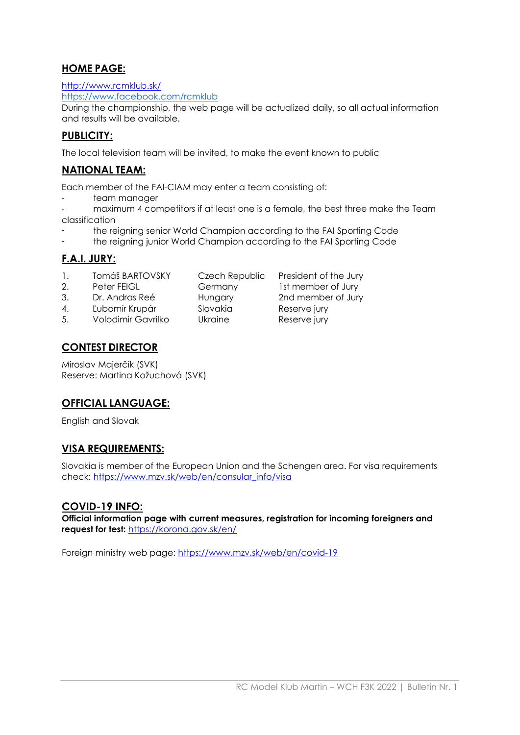## HOME PAGE:

http://www.rcmklub.sk/
https://www.facebook.com/rcmklub
During the championship, the web page will be actualized daily, so all actual information and results will be available.

## PUBLICITY:

The local television team will be invited, to make the event known to public

## NATIONAL TEAM:

Each member of the FAI-CIAM may enter a team consisting of:

- team manager
- maximum 4 competitors if at least one is a female, the best three make the Team classification
- the reigning senior World Champion according to the FAI Sporting Code
- the reigning junior World Champion according to the FAI Sporting Code

## F.A.I. JURY:

| | | | |
|---|---|---|---|
| 1. | Tomáš BARTOVSKY | Czech Republic | President of the Jury |
| 2. | Peter FEIGL | Germany | 1st member of Jury |
| 3. | Dr. Andras Reé | Hungary | 2nd member of Jury |
| 4. | Ľubomír Krupár | Slovakia | Reserve jury |
| 5. | Volodimir Gavrilko | Ukraine | Reserve jury |

## CONTEST DIRECTOR

Miroslav Majerčík (SVK)
Reserve: Martina Kožuchová (SVK)

## OFFICIAL LANGUAGE:

English and Slovak

## VISA REQUIREMENTS:

Slovakia is member of the European Union and the Schengen area. For visa requirements check: https://www.mzv.sk/web/en/consular_info/visa

## COVID-19 INFO:

**Official information page with current measures, registration for incoming foreigners and request for test:** https://korona.gov.sk/en/

Foreign ministry web page: https://www.mzv.sk/web/en/covid-19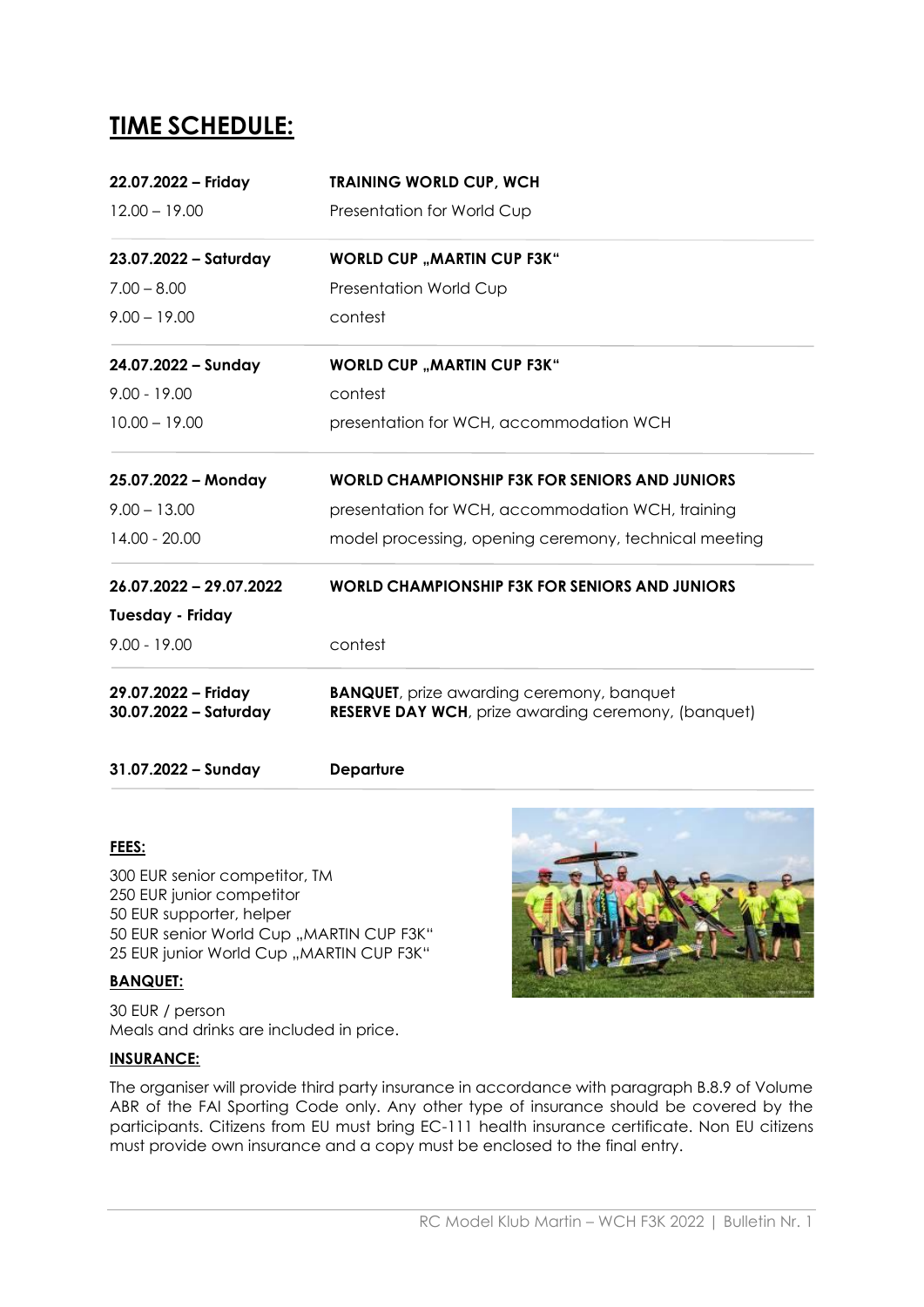# TIME SCHEDULE:

| | |
|---|---|
| **22.07.2022 – Friday** | **TRAINING WORLD CUP, WCH** |
| 12.00 – 19.00 | Presentation for World Cup |
| **23.07.2022 – Saturday** | **WORLD CUP „MARTIN CUP F3K"** |
| 7.00 – 8.00 | Presentation World Cup |
| 9.00 – 19.00 | contest |
| **24.07.2022 – Sunday** | **WORLD CUP „MARTIN CUP F3K"** |
| 9.00 - 19.00 | contest |
| 10.00 – 19.00 | presentation for WCH, accommodation WCH |
| **25.07.2022 – Monday** | **WORLD CHAMPIONSHIP F3K FOR SENIORS AND JUNIORS** |
| 9.00 – 13.00 | presentation for WCH, accommodation WCH, training |
| 14.00 - 20.00 | model processing, opening ceremony, technical meeting |
| **26.07.2022 – 29.07.2022 Tuesday - Friday** | **WORLD CHAMPIONSHIP F3K FOR SENIORS AND JUNIORS** |
| 9.00 - 19.00 | contest |
| **29.07.2022 – Friday** | **BANQUET**, prize awarding ceremony, banquet |
| **30.07.2022 – Saturday** | **RESERVE DAY WCH**, prize awarding ceremony, (banquet) |
| **31.07.2022 – Sunday** | **Departure** |

**FEES:**

300 EUR senior competitor, TM
250 EUR junior competitor
50 EUR supporter, helper
50 EUR senior World Cup „MARTIN CUP F3K"
25 EUR junior World Cup „MARTIN CUP F3K"

**BANQUET:**

30 EUR / person
Meals and drinks are included in price.

**INSURANCE:**

The organiser will provide third party insurance in accordance with paragraph B.8.9 of Volume ABR of the FAI Sporting Code only. Any other type of insurance should be covered by the participants. Citizens from EU must bring EC-111 health insurance certificate. Non EU citizens must provide own insurance and a copy must be enclosed to the final entry.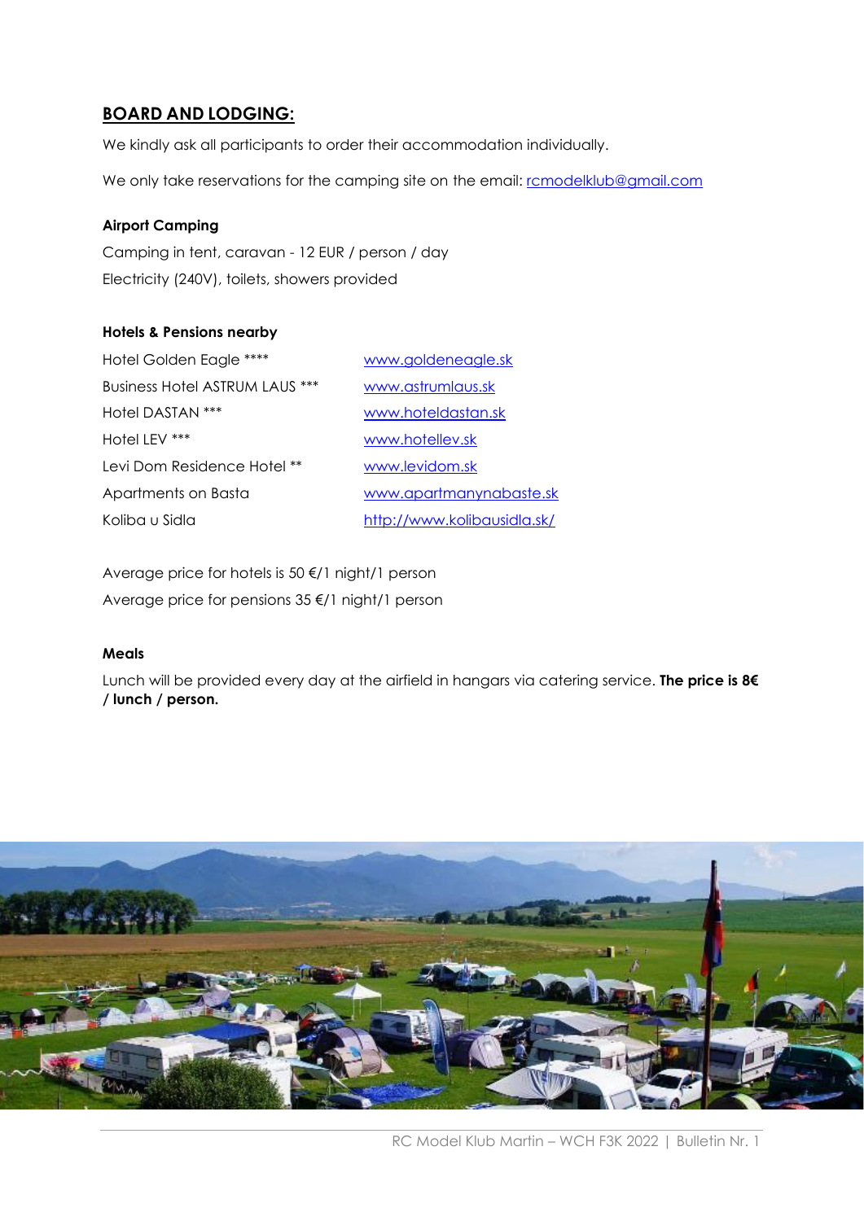## BOARD AND LODGING:

We kindly ask all participants to order their accommodation individually.

We only take reservations for the camping site on the email: rcmodelklub@gmail.com

**Airport Camping**

Camping in tent, caravan - 12 EUR / person / day

Electricity (240V), toilets, showers provided

**Hotels & Pensions nearby**

| | |
|---|---|
| Hotel Golden Eagle **** | www.goldeneagle.sk |
| Business Hotel ASTRUM LAUS *** | www.astrumlaus.sk |
| Hotel DASTAN *** | www.hoteldastan.sk |
| Hotel LEV *** | www.hotellev.sk |
| Levi Dom Residence Hotel ** | www.levidom.sk |
| Apartments on Basta | www.apartmanynabaste.sk |
| Koliba u Sidla | http://www.kolibausidla.sk/ |

Average price for hotels is 50 €/1 night/1 person

Average price for pensions 35 €/1 night/1 person

**Meals**

Lunch will be provided every day at the airfield in hangars via catering service. **The price is 8€ / lunch / person.**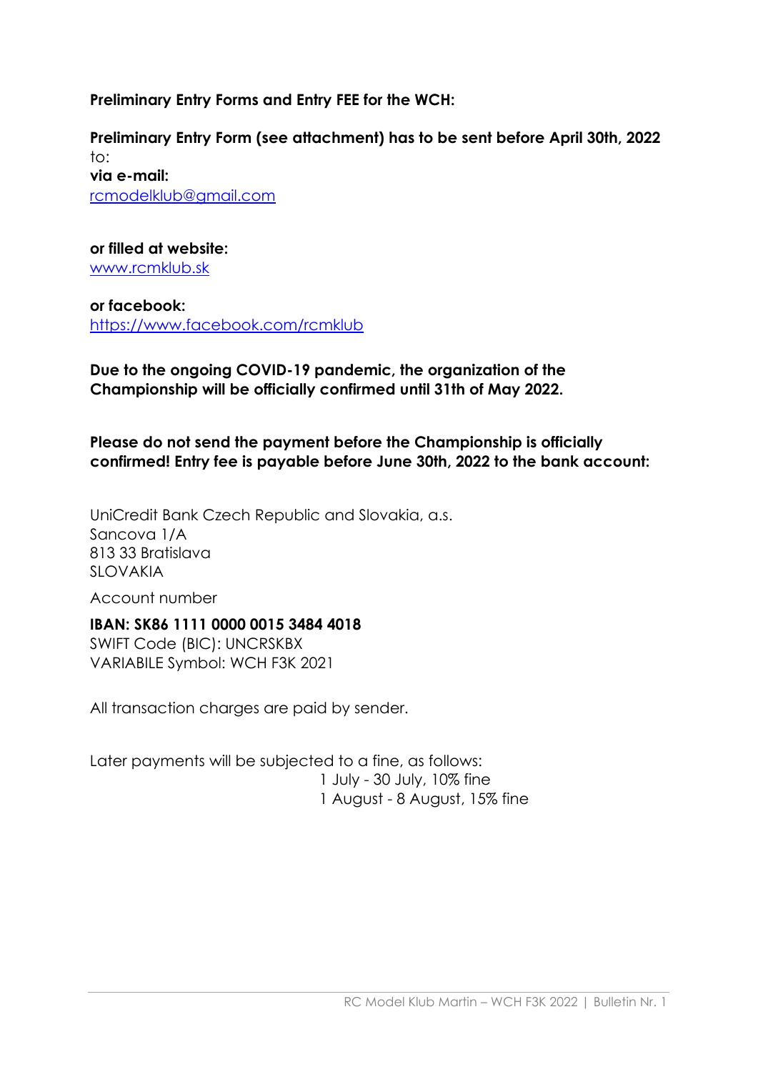**Preliminary Entry Forms and Entry FEE for the WCH:**

**Preliminary Entry Form (see attachment) has to be sent before April 30th, 2022** to:

**via e-mail:**
rcmodelklub@gmail.com

**or filled at website:**
www.rcmklub.sk

**or facebook:**
https://www.facebook.com/rcmklub

**Due to the ongoing COVID-19 pandemic, the organization of the Championship will be officially confirmed until 31th of May 2022.**

**Please do not send the payment before the Championship is officially confirmed! Entry fee is payable before June 30th, 2022 to the bank account:**

UniCredit Bank Czech Republic and Slovakia, a.s.
Sancova 1/A
813 33 Bratislava
SLOVAKIA

Account number

**IBAN: SK86 1111 0000 0015 3484 4018**
SWIFT Code (BIC): UNCRSKBX
VARIABILE Symbol: WCH F3K 2021

All transaction charges are paid by sender.

Later payments will be subjected to a fine, as follows:
1 July - 30 July, 10% fine
1 August - 8 August, 15% fine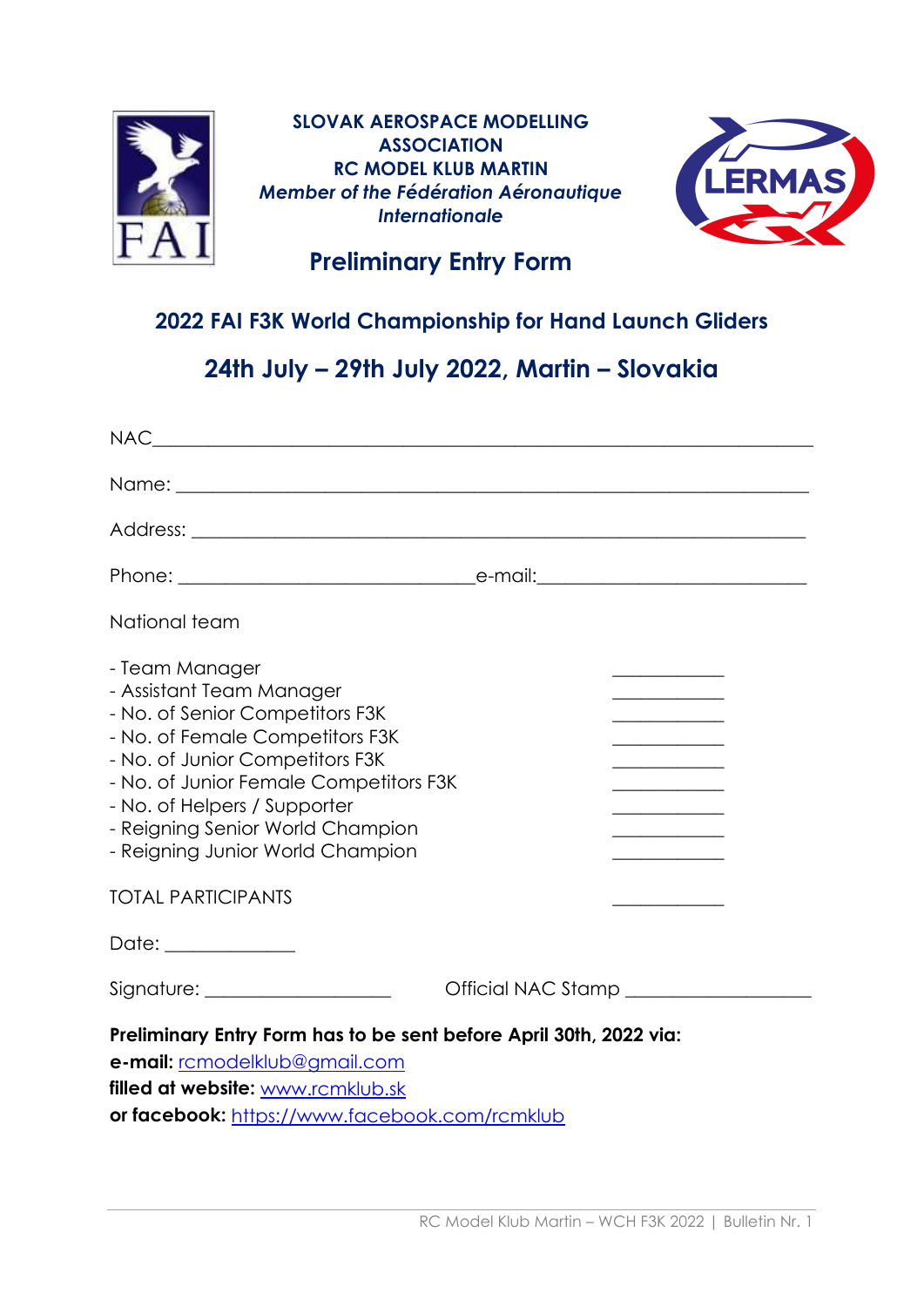**SLOVAK AEROSPACE MODELLING ASSOCIATION**
**RC MODEL KLUB MARTIN**
***Member of the Fédération Aéronautique Internationale***

## Preliminary Entry Form

### 2022 FAI F3K World Championship for Hand Launch Gliders

### 24th July – 29th July 2022, Martin – Slovakia

NAC___________________________________________________________

Name: ________________________________________________________

Address: ______________________________________________________

Phone: _________________________ e-mail: ______________________

National team

- Team Manager ____________
- Assistant Team Manager ____________
- No. of Senior Competitors F3K ____________
- No. of Female Competitors F3K ____________
- No. of Junior Competitors F3K ____________
- No. of Junior Female Competitors F3K ____________
- No. of Helpers / Supporter ____________
- Reigning Senior World Champion ____________
- Reigning Junior World Champion ____________

TOTAL PARTICIPANTS ____________

Date: ______________

Signature: ___________________ Official NAC Stamp ___________________

**Preliminary Entry Form has to be sent before April 30th, 2022 via:**
**e-mail:** rcmodelklub@gmail.com
**filled at website:** www.rcmklub.sk
**or facebook:** https://www.facebook.com/rcmklub